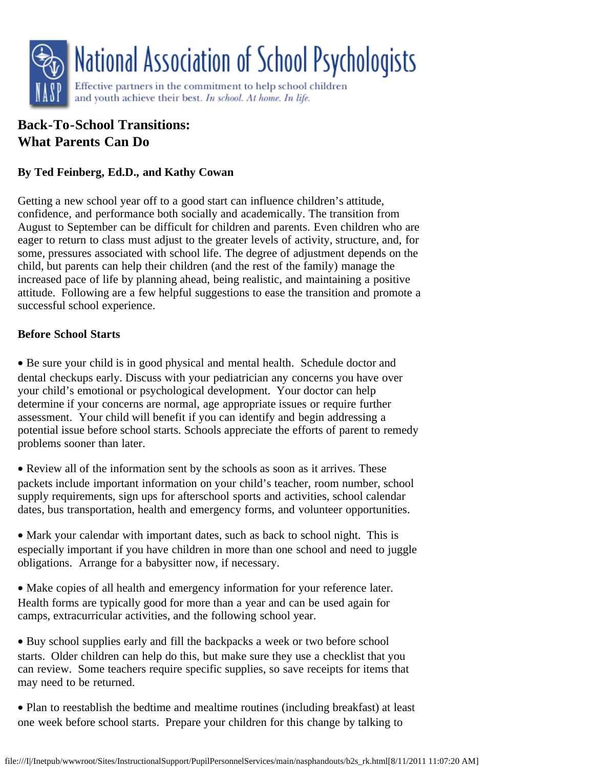National Association of School Psychologists

Effective partners in the commitment to help school children and youth achieve their best. *In school. At home. In life.*

# Back-To-School Transitions: What Parents Can Do

**By Ted Feinberg, Ed.D., and Kathy Cowan**

Getting a new school year off to a good start can influence children's attitude, confidence, and performance both socially and academically. The transition from August to September can be difficult for children and parents. Even children who are eager to return to class must adjust to the greater levels of activity, structure, and, for some, pressures associated with school life. The degree of adjustment depends on the child, but parents can help their children (and the rest of the family) manage the increased pace of life by planning ahead, being realistic, and maintaining a positive attitude. Following are a few helpful suggestions to ease the transition and promote a successful school experience.

## Before School Starts

- Be sure your child is in good physical and mental health. Schedule doctor and dental checkups early. Discuss with your pediatrician any concerns you have over your child's emotional or psychological development. Your doctor can help determine if your concerns are normal, age appropriate issues or require further assessment. Your child will benefit if you can identify and begin addressing a potential issue before school starts. Schools appreciate the efforts of parent to remedy problems sooner than later.

- Review all of the information sent by the schools as soon as it arrives. These packets include important information on your child's teacher, room number, school supply requirements, sign ups for afterschool sports and activities, school calendar dates, bus transportation, health and emergency forms, and volunteer opportunities.

- Mark your calendar with important dates, such as back to school night. This is especially important if you have children in more than one school and need to juggle obligations. Arrange for a babysitter now, if necessary.

- Make copies of all health and emergency information for your reference later. Health forms are typically good for more than a year and can be used again for camps, extracurricular activities, and the following school year.

- Buy school supplies early and fill the backpacks a week or two before school starts. Older children can help do this, but make sure they use a checklist that you can review. Some teachers require specific supplies, so save receipts for items that may need to be returned.

- Plan to reestablish the bedtime and mealtime routines (including breakfast) at least one week before school starts. Prepare your children for this change by talking to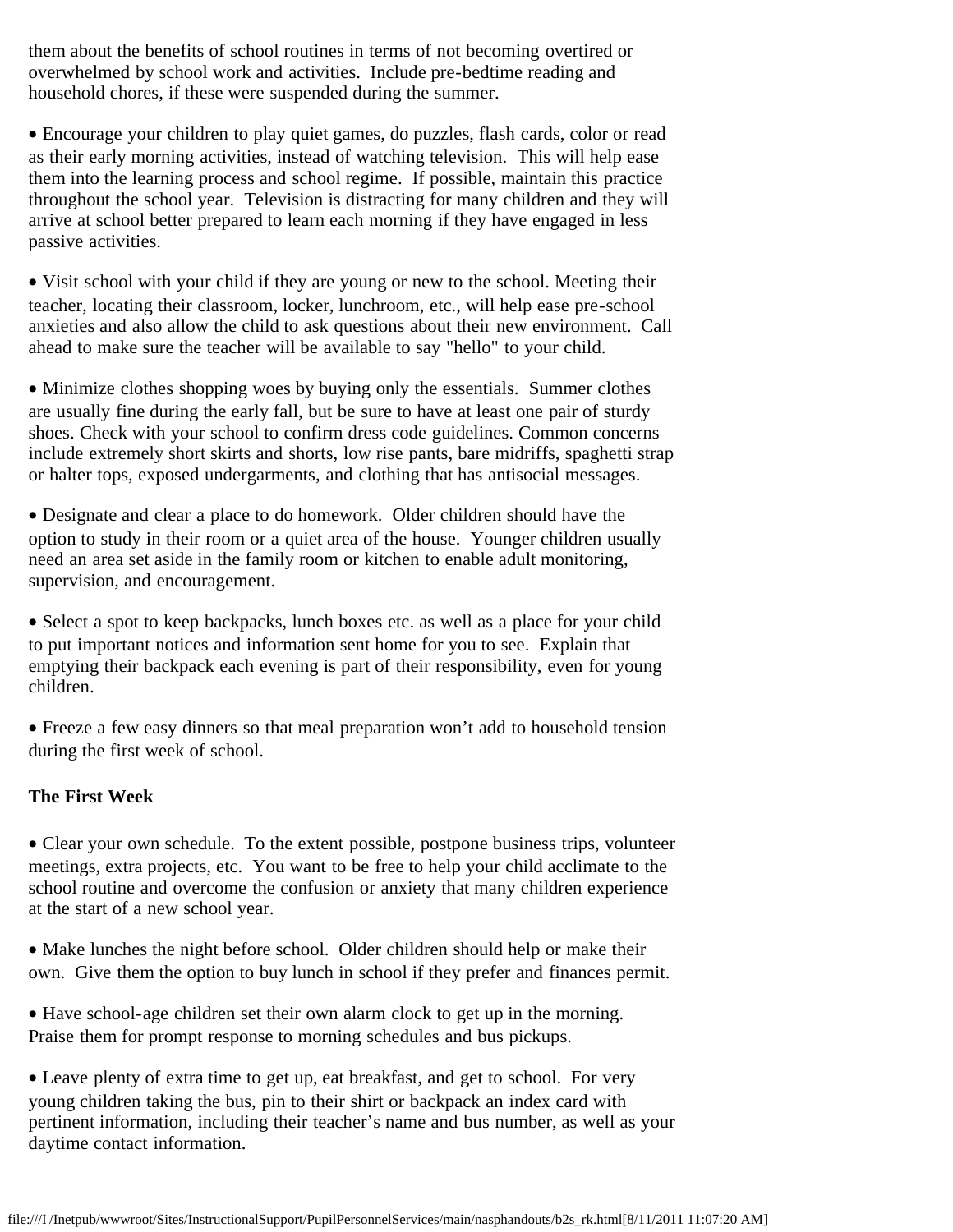them about the benefits of school routines in terms of not becoming overtired or overwhelmed by school work and activities. Include pre-bedtime reading and household chores, if these were suspended during the summer.

- Encourage your children to play quiet games, do puzzles, flash cards, color or read as their early morning activities, instead of watching television. This will help ease them into the learning process and school regime. If possible, maintain this practice throughout the school year. Television is distracting for many children and they will arrive at school better prepared to learn each morning if they have engaged in less passive activities.

- Visit school with your child if they are young or new to the school. Meeting their teacher, locating their classroom, locker, lunchroom, etc., will help ease pre-school anxieties and also allow the child to ask questions about their new environment. Call ahead to make sure the teacher will be available to say "hello" to your child.

- Minimize clothes shopping woes by buying only the essentials. Summer clothes are usually fine during the early fall, but be sure to have at least one pair of sturdy shoes. Check with your school to confirm dress code guidelines. Common concerns include extremely short skirts and shorts, low rise pants, bare midriffs, spaghetti strap or halter tops, exposed undergarments, and clothing that has antisocial messages.

- Designate and clear a place to do homework. Older children should have the option to study in their room or a quiet area of the house. Younger children usually need an area set aside in the family room or kitchen to enable adult monitoring, supervision, and encouragement.

- Select a spot to keep backpacks, lunch boxes etc. as well as a place for your child to put important notices and information sent home for you to see. Explain that emptying their backpack each evening is part of their responsibility, even for young children.

- Freeze a few easy dinners so that meal preparation won't add to household tension during the first week of school.

**The First Week**

- Clear your own schedule. To the extent possible, postpone business trips, volunteer meetings, extra projects, etc. You want to be free to help your child acclimate to the school routine and overcome the confusion or anxiety that many children experience at the start of a new school year.

- Make lunches the night before school. Older children should help or make their own. Give them the option to buy lunch in school if they prefer and finances permit.

- Have school-age children set their own alarm clock to get up in the morning. Praise them for prompt response to morning schedules and bus pickups.

- Leave plenty of extra time to get up, eat breakfast, and get to school. For very young children taking the bus, pin to their shirt or backpack an index card with pertinent information, including their teacher's name and bus number, as well as your daytime contact information.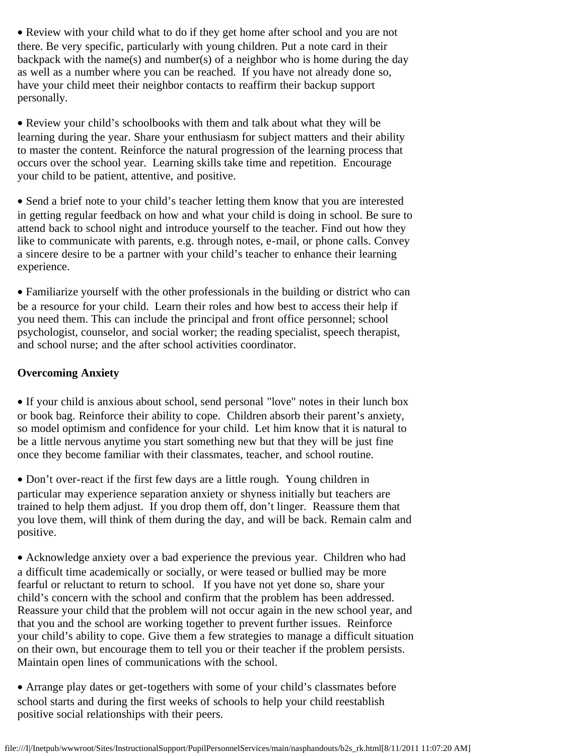- Review with your child what to do if they get home after school and you are not there. Be very specific, particularly with young children. Put a note card in their backpack with the name(s) and number(s) of a neighbor who is home during the day as well as a number where you can be reached. If you have not already done so, have your child meet their neighbor contacts to reaffirm their backup support personally.

- Review your child's schoolbooks with them and talk about what they will be learning during the year. Share your enthusiasm for subject matters and their ability to master the content. Reinforce the natural progression of the learning process that occurs over the school year. Learning skills take time and repetition. Encourage your child to be patient, attentive, and positive.

- Send a brief note to your child's teacher letting them know that you are interested in getting regular feedback on how and what your child is doing in school. Be sure to attend back to school night and introduce yourself to the teacher. Find out how they like to communicate with parents, e.g. through notes, e-mail, or phone calls. Convey a sincere desire to be a partner with your child's teacher to enhance their learning experience.

- Familiarize yourself with the other professionals in the building or district who can be a resource for your child. Learn their roles and how best to access their help if you need them. This can include the principal and front office personnel; school psychologist, counselor, and social worker; the reading specialist, speech therapist, and school nurse; and the after school activities coordinator.

**Overcoming Anxiety**

- If your child is anxious about school, send personal "love" notes in their lunch box or book bag. Reinforce their ability to cope. Children absorb their parent's anxiety, so model optimism and confidence for your child. Let him know that it is natural to be a little nervous anytime you start something new but that they will be just fine once they become familiar with their classmates, teacher, and school routine.

- Don't over-react if the first few days are a little rough. Young children in particular may experience separation anxiety or shyness initially but teachers are trained to help them adjust. If you drop them off, don't linger. Reassure them that you love them, will think of them during the day, and will be back. Remain calm and positive.

- Acknowledge anxiety over a bad experience the previous year. Children who had a difficult time academically or socially, or were teased or bullied may be more fearful or reluctant to return to school. If you have not yet done so, share your child's concern with the school and confirm that the problem has been addressed. Reassure your child that the problem will not occur again in the new school year, and that you and the school are working together to prevent further issues. Reinforce your child's ability to cope. Give them a few strategies to manage a difficult situation on their own, but encourage them to tell you or their teacher if the problem persists. Maintain open lines of communications with the school.

- Arrange play dates or get-togethers with some of your child's classmates before school starts and during the first weeks of schools to help your child reestablish positive social relationships with their peers.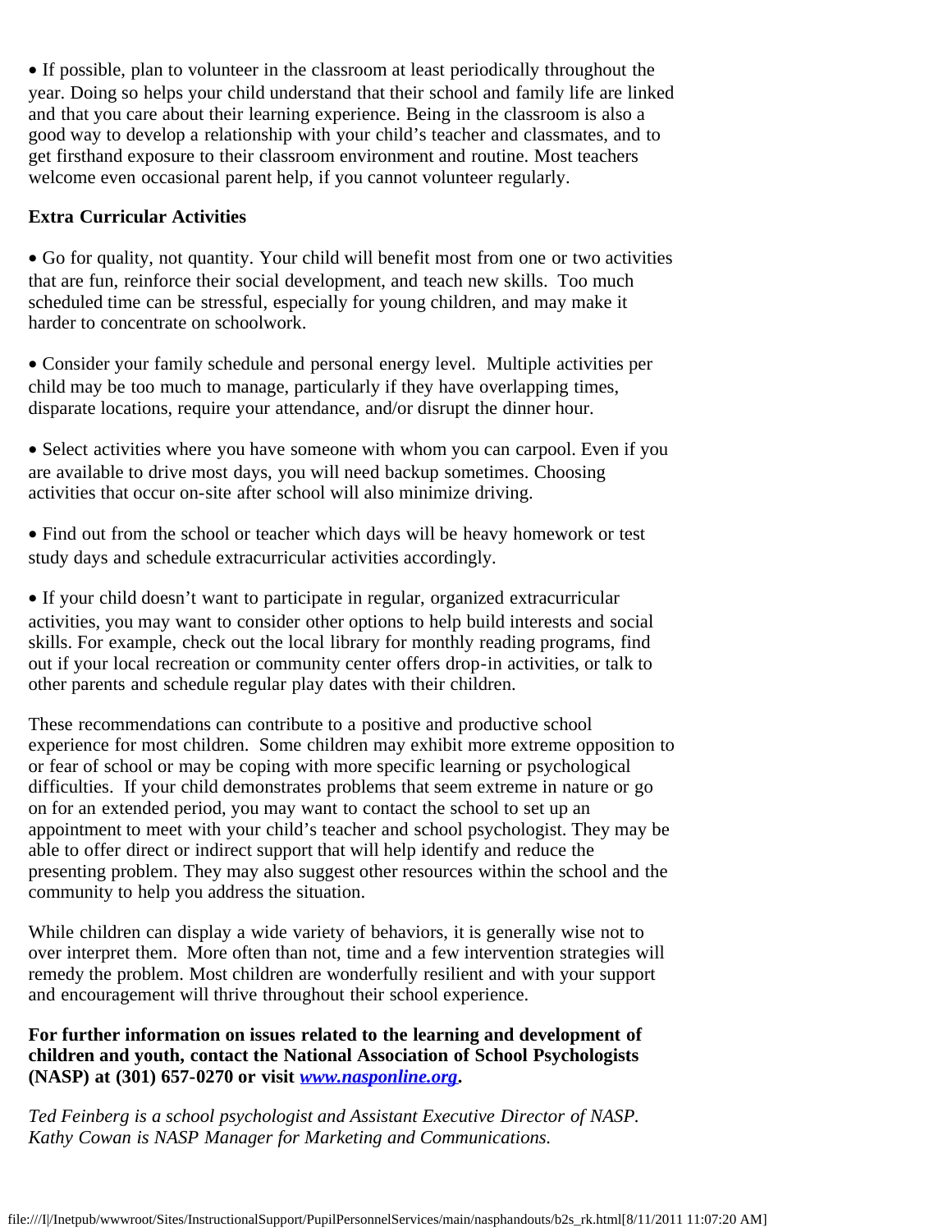- If possible, plan to volunteer in the classroom at least periodically throughout the year. Doing so helps your child understand that their school and family life are linked and that you care about their learning experience. Being in the classroom is also a good way to develop a relationship with your child's teacher and classmates, and to get firsthand exposure to their classroom environment and routine. Most teachers welcome even occasional parent help, if you cannot volunteer regularly.

**Extra Curricular Activities**

- Go for quality, not quantity. Your child will benefit most from one or two activities that are fun, reinforce their social development, and teach new skills. Too much scheduled time can be stressful, especially for young children, and may make it harder to concentrate on schoolwork.

- Consider your family schedule and personal energy level. Multiple activities per child may be too much to manage, particularly if they have overlapping times, disparate locations, require your attendance, and/or disrupt the dinner hour.

- Select activities where you have someone with whom you can carpool. Even if you are available to drive most days, you will need backup sometimes. Choosing activities that occur on-site after school will also minimize driving.

- Find out from the school or teacher which days will be heavy homework or test study days and schedule extracurricular activities accordingly.

- If your child doesn't want to participate in regular, organized extracurricular activities, you may want to consider other options to help build interests and social skills. For example, check out the local library for monthly reading programs, find out if your local recreation or community center offers drop-in activities, or talk to other parents and schedule regular play dates with their children.

These recommendations can contribute to a positive and productive school experience for most children. Some children may exhibit more extreme opposition to or fear of school or may be coping with more specific learning or psychological difficulties. If your child demonstrates problems that seem extreme in nature or go on for an extended period, you may want to contact the school to set up an appointment to meet with your child's teacher and school psychologist. They may be able to offer direct or indirect support that will help identify and reduce the presenting problem. They may also suggest other resources within the school and the community to help you address the situation.

While children can display a wide variety of behaviors, it is generally wise not to over interpret them. More often than not, time and a few intervention strategies will remedy the problem. Most children are wonderfully resilient and with your support and encouragement will thrive throughout their school experience.

**For further information on issues related to the learning and development of children and youth, contact the National Association of School Psychologists (NASP) at (301) 657-0270 or visit *www.nasponline.org*.**

*Ted Feinberg is a school psychologist and Assistant Executive Director of NASP. Kathy Cowan is NASP Manager for Marketing and Communications.*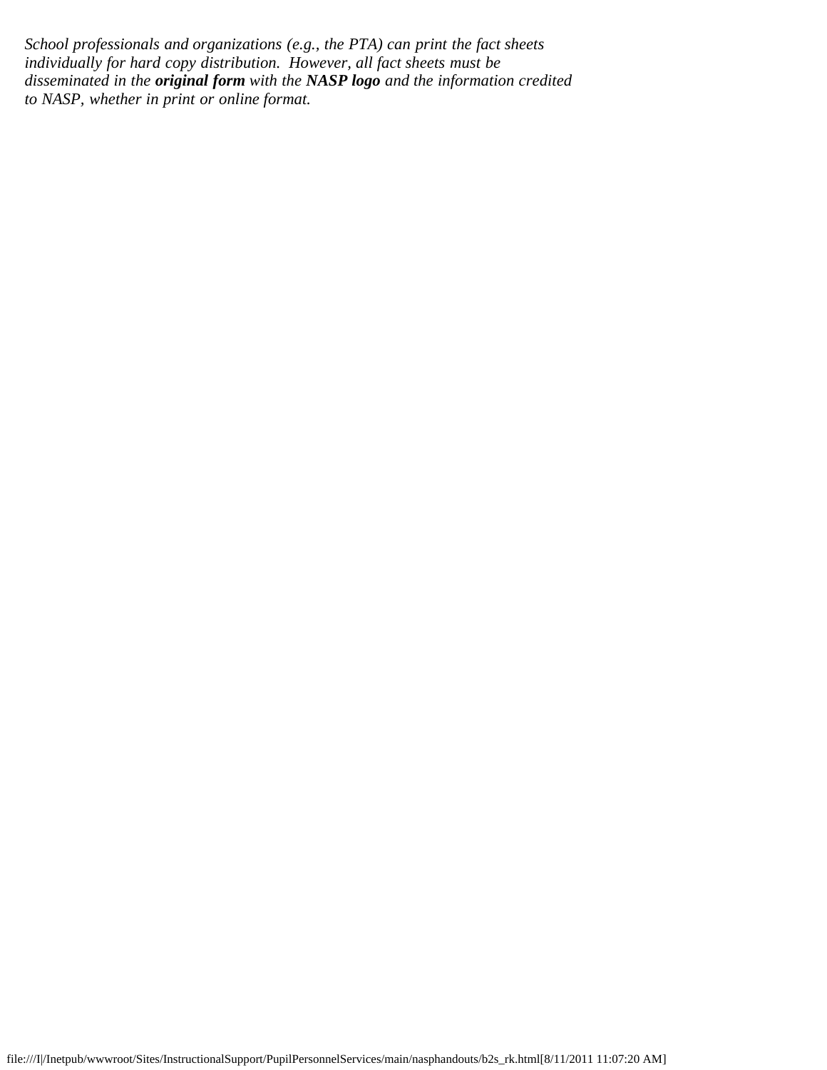*School professionals and organizations (e.g., the PTA) can print the fact sheets individually for hard copy distribution. However, all fact sheets must be disseminated in the* ***original form*** *with the* ***NASP logo*** *and the information credited to NASP, whether in print or online format.*